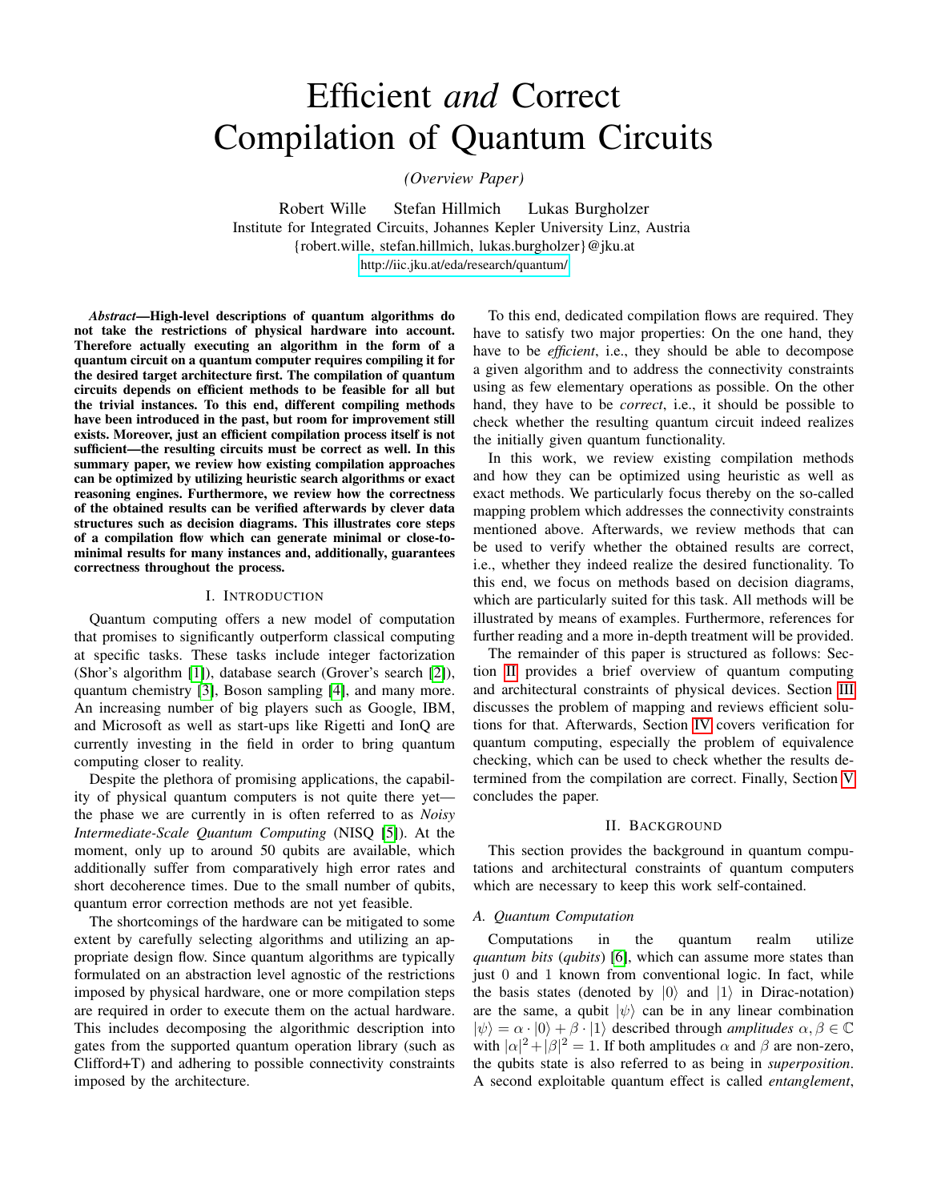# Efficient *and* Correct Compilation of Quantum Circuits

*(Overview Paper)*

Robert Wille Stefan Hillmich Lukas Burgholzer
Institute for Integrated Circuits, Johannes Kepler University Linz, Austria
{robert.wille, stefan.hillmich, lukas.burgholzer}@jku.at
http://iic.jku.at/eda/research/quantum/

***Abstract*—High-level descriptions of quantum algorithms do not take the restrictions of physical hardware into account. Therefore actually executing an algorithm in the form of a quantum circuit on a quantum computer requires compiling it for the desired target architecture first. The compilation of quantum circuits depends on efficient methods to be feasible for all but the trivial instances. To this end, different compiling methods have been introduced in the past, but room for improvement still exists. Moreover, just an efficient compilation process itself is not sufficient—the resulting circuits must be correct as well. In this summary paper, we review how existing compilation approaches can be optimized by utilizing heuristic search algorithms or exact reasoning engines. Furthermore, we review how the correctness of the obtained results can be verified afterwards by clever data structures such as decision diagrams. This illustrates core steps of a compilation flow which can generate minimal or close-to-minimal results for many instances and, additionally, guarantees correctness throughout the process.**

## I. Introduction

Quantum computing offers a new model of computation that promises to significantly outperform classical computing at specific tasks. These tasks include integer factorization (Shor's algorithm [1]), database search (Grover's search [2]), quantum chemistry [3], Boson sampling [4], and many more. An increasing number of big players such as Google, IBM, and Microsoft as well as start-ups like Rigetti and IonQ are currently investing in the field in order to bring quantum computing closer to reality.

Despite the plethora of promising applications, the capability of physical quantum computers is not quite there yet—the phase we are currently in is often referred to as *Noisy Intermediate-Scale Quantum Computing* (NISQ [5]). At the moment, only up to around 50 qubits are available, which additionally suffer from comparatively high error rates and short decoherence times. Due to the small number of qubits, quantum error correction methods are not yet feasible.

The shortcomings of the hardware can be mitigated to some extent by carefully selecting algorithms and utilizing an appropriate design flow. Since quantum algorithms are typically formulated on an abstraction level agnostic of the restrictions imposed by physical hardware, one or more compilation steps are required in order to execute them on the actual hardware. This includes decomposing the algorithmic description into gates from the supported quantum operation library (such as Clifford+T) and adhering to possible connectivity constraints imposed by the architecture.

To this end, dedicated compilation flows are required. They have to satisfy two major properties: On the one hand, they have to be *efficient*, i.e., they should be able to decompose a given algorithm and to address the connectivity constraints using as few elementary operations as possible. On the other hand, they have to be *correct*, i.e., it should be possible to check whether the resulting quantum circuit indeed realizes the initially given quantum functionality.

In this work, we review existing compilation methods and how they can be optimized using heuristic as well as exact methods. We particularly focus thereby on the so-called mapping problem which addresses the connectivity constraints mentioned above. Afterwards, we review methods that can be used to verify whether the obtained results are correct, i.e., whether they indeed realize the desired functionality. To this end, we focus on methods based on decision diagrams, which are particularly suited for this task. All methods will be illustrated by means of examples. Furthermore, references for further reading and a more in-depth treatment will be provided.

The remainder of this paper is structured as follows: Section II provides a brief overview of quantum computing and architectural constraints of physical devices. Section III discusses the problem of mapping and reviews efficient solutions for that. Afterwards, Section IV covers verification for quantum computing, especially the problem of equivalence checking, which can be used to check whether the results determined from the compilation are correct. Finally, Section V concludes the paper.

## II. Background

This section provides the background in quantum computations and architectural constraints of quantum computers which are necessary to keep this work self-contained.

### A. Quantum Computation

Computations in the quantum realm utilize *quantum bits* (*qubits*) [6], which can assume more states than just 0 and 1 known from conventional logic. In fact, while the basis states (denoted by $|0\rangle$ and $|1\rangle$ in Dirac-notation) are the same, a qubit $|\psi\rangle$ can be in any linear combination $|\psi\rangle = \alpha \cdot |0\rangle + \beta \cdot |1\rangle$ described through *amplitudes* $\alpha, \beta \in \mathbb{C}$ with $|\alpha|^2 + |\beta|^2 = 1$. If both amplitudes $\alpha$ and $\beta$ are non-zero, the qubits state is also referred to as being in *superposition*. A second exploitable quantum effect is called *entanglement*,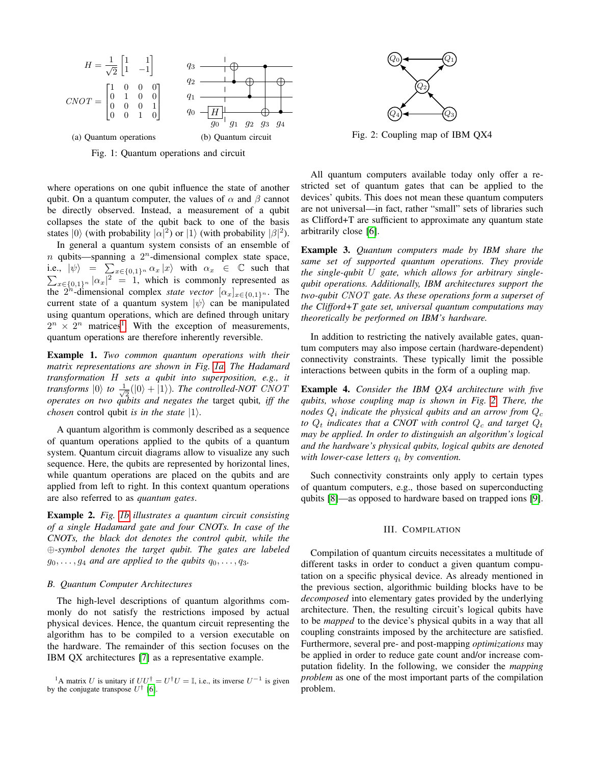$$H = \frac{1}{\sqrt{2}}\begin{bmatrix} 1 & 1 \\ 1 & -1 \end{bmatrix}$$

$$CNOT = \begin{bmatrix} 1 & 0 & 0 & 0 \\ 0 & 1 & 0 & 0 \\ 0 & 0 & 0 & 1 \\ 0 & 0 & 1 & 0 \end{bmatrix}$$

(a) Quantum operations

(b) Quantum circuit

Fig. 1: Quantum operations and circuit

Fig. 2: Coupling map of IBM QX4

where operations on one qubit influence the state of another qubit. On a quantum computer, the values of $\alpha$ and $\beta$ cannot be directly observed. Instead, a measurement of a qubit collapses the state of the qubit back to one of the basis states $|0\rangle$ (with probability $|\alpha|^2$) or $|1\rangle$ (with probability $|\beta|^2$).

In general a quantum system consists of an ensemble of $n$ qubits—spanning a $2^n$-dimensional complex state space, i.e., $|\psi\rangle = \sum_{x\in\{0,1\}^n} \alpha_x |x\rangle$ with $\alpha_x \in \mathbb{C}$ such that $\sum_{x\in\{0,1\}^n} |\alpha_x|^2 = 1$, which is commonly represented as the $2^n$-dimensional complex *state vector* $[\alpha_x]_{x\in\{0,1\}^n}$. The current state of a quantum system $|\psi\rangle$ can be manipulated using quantum operations, which are defined through unitary $2^n \times 2^n$ matrices[1]. With the exception of measurements, quantum operations are therefore inherently reversible.

**Example 1.** *Two common quantum operations with their matrix representations are shown in Fig. 1a. The Hadamard transformation $H$ sets a qubit into superposition, e.g., it transforms $|0\rangle$ to $\frac{1}{\sqrt{2}}(|0\rangle + |1\rangle)$. The controlled-NOT $CNOT$ operates on two qubits and negates the* target qubit*, iff the chosen* control qubit *is in the state $|1\rangle$.*

A quantum algorithm is commonly described as a sequence of quantum operations applied to the qubits of a quantum system. Quantum circuit diagrams allow to visualize any such sequence. Here, the qubits are represented by horizontal lines, while quantum operations are placed on the qubits and are applied from left to right. In this context quantum operations are also referred to as *quantum gates*.

**Example 2.** *Fig. 1b illustrates a quantum circuit consisting of a single Hadamard gate and four CNOTs. In case of the CNOTs, the black dot denotes the control qubit, while the $\oplus$-symbol denotes the target qubit. The gates are labeled $g_0, \ldots, g_4$ and are applied to the qubits $q_0, \ldots, q_3$.*

### B. Quantum Computer Architectures

The high-level descriptions of quantum algorithms commonly do not satisfy the restrictions imposed by actual physical devices. Hence, the quantum circuit representing the algorithm has to be compiled to a version executable on the hardware. The remainder of this section focuses on the IBM QX architectures [7] as a representative example.

[1]A matrix $U$ is unitary if $UU^\dagger = U^\dagger U = \mathbb{I}$, i.e., its inverse $U^{-1}$ is given by the conjugate transpose $U^\dagger$ [6].

All quantum computers available today only offer a restricted set of quantum gates that can be applied to the devices' qubits. This does not mean these quantum computers are not universal—in fact, rather "small" sets of libraries such as Clifford+T are sufficient to approximate any quantum state arbitrarily close [6].

**Example 3.** *Quantum computers made by IBM share the same set of supported quantum operations. They provide the single-qubit $U$ gate, which allows for arbitrary single-qubit operations. Additionally, IBM architectures support the two-qubit $CNOT$ gate. As these operations form a superset of the Clifford+T gate set, universal quantum computations may theoretically be performed on IBM's hardware.*

In addition to restricting the natively available gates, quantum computers may also impose certain (hardware-dependent) connectivity constraints. These typically limit the possible interactions between qubits in the form of a oupling map.

**Example 4.** *Consider the IBM QX4 architecture with five qubits, whose coupling map is shown in Fig. 2. There, the nodes $Q_i$ indicate the physical qubits and an arrow from $Q_c$ to $Q_t$ indicates that a CNOT with control $Q_c$ and target $Q_t$ may be applied. In order to distinguish an algorithm's logical and the hardware's physical qubits, logical qubits are denoted with lower-case letters $q_i$ by convention.*

Such connectivity constraints only apply to certain types of quantum computers, e.g., those based on superconducting qubits [8]—as opposed to hardware based on trapped ions [9].

## III. Compilation

Compilation of quantum circuits necessitates a multitude of different tasks in order to conduct a given quantum computation on a specific physical device. As already mentioned in the previous section, algorithmic building blocks have to be *decomposed* into elementary gates provided by the underlying architecture. Then, the resulting circuit's logical qubits have to be *mapped* to the device's physical qubits in a way that all coupling constraints imposed by the architecture are satisfied. Furthermore, several pre- and post-mapping *optimizations* may be applied in order to reduce gate count and/or increase computation fidelity. In the following, we consider the *mapping problem* as one of the most important parts of the compilation problem.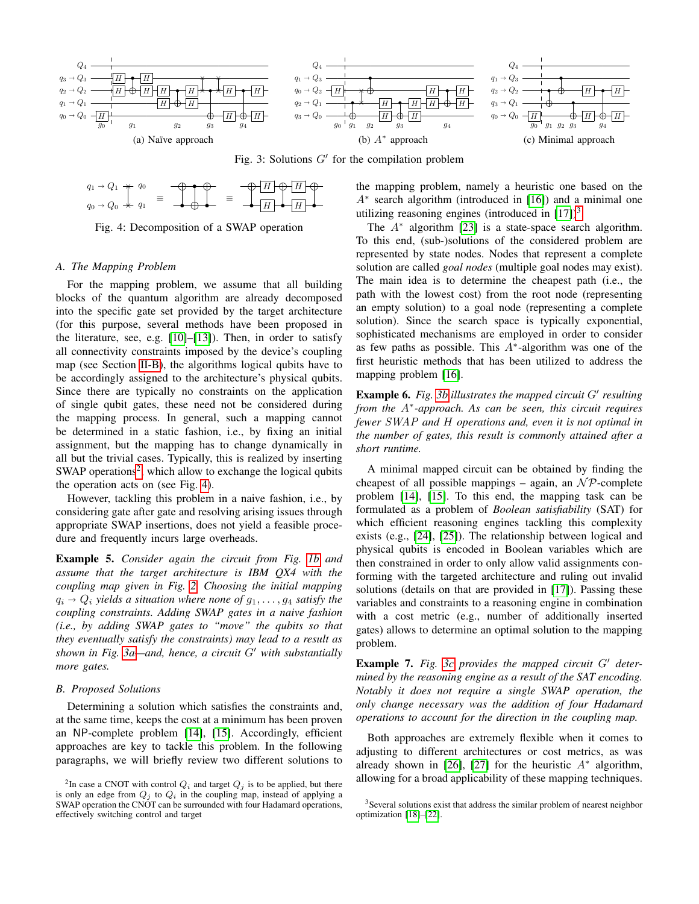Fig. 3: Solutions $G'$ for the compilation problem

(a) Naïve approach

(b) $A^*$ approach

(c) Minimal approach

Fig. 4: Decomposition of a SWAP operation

### A. The Mapping Problem

For the mapping problem, we assume that all building blocks of the quantum algorithm are already decomposed into the specific gate set provided by the target architecture (for this purpose, several methods have been proposed in the literature, see, e.g. [10]–[13]). Then, in order to satisfy all connectivity constraints imposed by the device's coupling map (see Section II-B), the algorithms logical qubits have to be accordingly assigned to the architecture's physical qubits. Since there are typically no constraints on the application of single qubit gates, these need not be considered during the mapping process. In general, such a mapping cannot be determined in a static fashion, i.e., by fixing an initial assignment, but the mapping has to change dynamically in all but the trivial cases. Typically, this is realized by inserting SWAP operations[2], which allow to exchange the logical qubits the operation acts on (see Fig. 4).

However, tackling this problem in a naive fashion, i.e., by considering gate after gate and resolving arising issues through appropriate SWAP insertions, does not yield a feasible procedure and frequently incurs large overheads.

**Example 5.** *Consider again the circuit from Fig. 1b and assume that the target architecture is IBM QX4 with the coupling map given in Fig. 2. Choosing the initial mapping $q_i \to Q_i$ yields a situation where none of $g_1, \ldots, g_4$ satisfy the coupling constraints. Adding SWAP gates in a naive fashion (i.e., by adding SWAP gates to "move" the qubits so that they eventually satisfy the constraints) may lead to a result as shown in Fig. 3a—and, hence, a circuit $G'$ with substantially more gates.*

### B. Proposed Solutions

Determining a solution which satisfies the constraints and, at the same time, keeps the cost at a minimum has been proven an NP-complete problem [14], [15]. Accordingly, efficient approaches are key to tackle this problem. In the following paragraphs, we will briefly review two different solutions to the mapping problem, namely a heuristic one based on the $A^*$ search algorithm (introduced in [16]) and a minimal one utilizing reasoning engines (introduced in [17]).[3]

The $A^*$ algorithm [23] is a state-space search algorithm. To this end, (sub-)solutions of the considered problem are represented by state nodes. Nodes that represent a complete solution are called *goal nodes* (multiple goal nodes may exist). The main idea is to determine the cheapest path (i.e., the path with the lowest cost) from the root node (representing an empty solution) to a goal node (representing a complete solution). Since the search space is typically exponential, sophisticated mechanisms are employed in order to consider as few paths as possible. This $A^*$-algorithm was one of the first heuristic methods that has been utilized to address the mapping problem [16].

**Example 6.** *Fig. 3b illustrates the mapped circuit $G'$ resulting from the $A^*$-approach. As can be seen, this circuit requires fewer SWAP and H operations and, even it is not optimal in the number of gates, this result is commonly attained after a short runtime.*

A minimal mapped circuit can be obtained by finding the cheapest of all possible mappings – again, an $\mathcal{NP}$-complete problem [14], [15]. To this end, the mapping task can be formulated as a problem of *Boolean satisfiability* (SAT) for which efficient reasoning engines tackling this complexity exists (e.g., [24], [25]). The relationship between logical and physical qubits is encoded in Boolean variables which are then constrained in order to only allow valid assignments conforming with the targeted architecture and ruling out invalid solutions (details on that are provided in [17]). Passing these variables and constraints to a reasoning engine in combination with a cost metric (e.g., number of additionally inserted gates) allows to determine an optimal solution to the mapping problem.

**Example 7.** *Fig. 3c provides the mapped circuit $G'$ determined by the reasoning engine as a result of the SAT encoding. Notably it does not require a single SWAP operation, the only change necessary was the addition of four Hadamard operations to account for the direction in the coupling map.*

Both approaches are extremely flexible when it comes to adjusting to different architectures or cost metrics, as was already shown in [26], [27] for the heuristic $A^*$ algorithm, allowing for a broad applicability of these mapping techniques.

[2] In case a CNOT with control $Q_i$ and target $Q_j$ is to be applied, but there is only an edge from $Q_j$ to $Q_i$ in the coupling map, instead of applying a SWAP operation the CNOT can be surrounded with four Hadamard operations, effectively switching control and target

[3] Several solutions exist that address the similar problem of nearest neighbor optimization [18]–[22].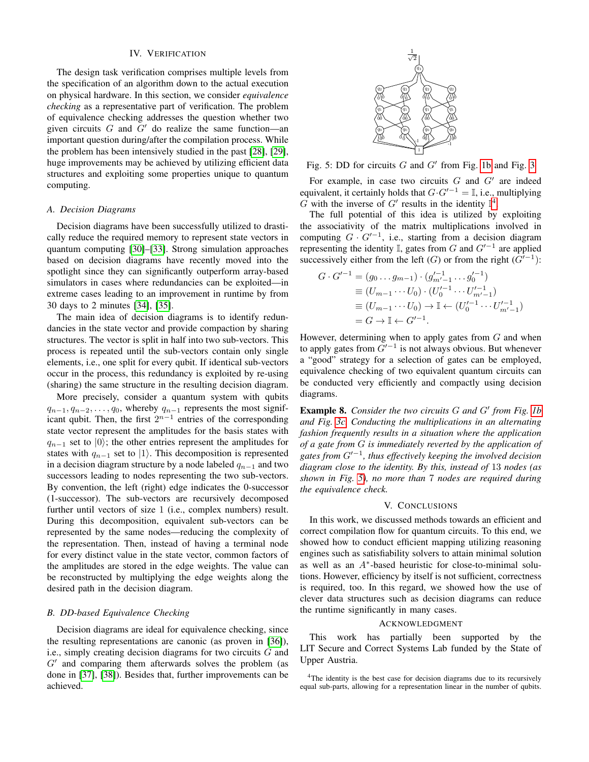## IV. Verification

The design task verification comprises multiple levels from the specification of an algorithm down to the actual execution on physical hardware. In this section, we consider *equivalence checking* as a representative part of verification. The problem of equivalence checking addresses the question whether two given circuits $G$ and $G'$ do realize the same function—an important question during/after the compilation process. While the problem has been intensively studied in the past [28], [29], huge improvements may be achieved by utilizing efficient data structures and exploiting some properties unique to quantum computing.

### A. Decision Diagrams

Decision diagrams have been successfully utilized to drastically reduce the required memory to represent state vectors in quantum computing [30]–[33]. Strong simulation approaches based on decision diagrams have recently moved into the spotlight since they can significantly outperform array-based simulators in cases where redundancies can be exploited—in extreme cases leading to an improvement in runtime by from 30 days to 2 minutes [34], [35].

The main idea of decision diagrams is to identify redundancies in the state vector and provide compaction by sharing structures. The vector is split in half into two sub-vectors. This process is repeated until the sub-vectors contain only single elements, i.e., one split for every qubit. If identical sub-vectors occur in the process, this redundancy is exploited by re-using (sharing) the same structure in the resulting decision diagram.

More precisely, consider a quantum system with qubits $q_{n-1}, q_{n-2}, \ldots, q_0$, whereby $q_{n-1}$ represents the most significant qubit. Then, the first $2^{n-1}$ entries of the corresponding state vector represent the amplitudes for the basis states with $q_{n-1}$ set to $|0\rangle$; the other entries represent the amplitudes for states with $q_{n-1}$ set to $|1\rangle$. This decomposition is represented in a decision diagram structure by a node labeled $q_{n-1}$ and two successors leading to nodes representing the two sub-vectors. By convention, the left (right) edge indicates the 0-successor (1-successor). The sub-vectors are recursively decomposed further until vectors of size 1 (i.e., complex numbers) result. During this decomposition, equivalent sub-vectors can be represented by the same nodes—reducing the complexity of the representation. Then, instead of having a terminal node for every distinct value in the state vector, common factors of the amplitudes are stored in the edge weights. The value can be reconstructed by multiplying the edge weights along the desired path in the decision diagram.

### B. DD-based Equivalence Checking

Decision diagrams are ideal for equivalence checking, since the resulting representations are canonic (as proven in [36]), i.e., simply creating decision diagrams for two circuits $G$ and $G'$ and comparing them afterwards solves the problem (as done in [37], [38]). Besides that, further improvements can be achieved.

Fig. 5: DD for circuits $G$ and $G'$ from Fig. 1b and Fig. 3

For example, in case two circuits $G$ and $G'$ are indeed equivalent, it certainly holds that $G \cdot G'^{-1} = \mathbb{I}$, i.e., multiplying $G$ with the inverse of $G'$ results in the identity $\mathbb{I}$[4].

The full potential of this idea is utilized by exploiting the associativity of the matrix multiplications involved in computing $G \cdot G'^{-1}$, i.e., starting from a decision diagram representing the identity $\mathbb{I}$, gates from $G$ and $G'^{-1}$ are applied successively either from the left ($G$) or from the right ($G'^{-1}$):

$$
\begin{aligned}
G \cdot G'^{-1} &= (g_0 \ldots g_{m-1}) \cdot (g'^{-1}_{m'-1} \cdots g'^{-1}_0) \\
&\equiv (U_{m-1} \cdots U_0) \cdot (U'^{-1}_0 \cdots U'^{-1}_{m'-1}) \\
&\equiv (U_{m-1} \cdots U_0) \rightarrow \mathbb{I} \leftarrow (U'^{-1}_0 \cdots U'^{-1}_{m'-1}) \\
&= G \rightarrow \mathbb{I} \leftarrow G'^{-1}.
\end{aligned}
$$

However, determining when to apply gates from $G$ and when to apply gates from $G'^{-1}$ is not always obvious. But whenever a "good" strategy for a selection of gates can be employed, equivalence checking of two equivalent quantum circuits can be conducted very efficiently and compactly using decision diagrams.

**Example 8.** *Consider the two circuits $G$ and $G'$ from Fig. 1b and Fig. 3c. Conducting the multiplications in an alternating fashion frequently results in a situation where the application of a gate from $G$ is immediately reverted by the application of gates from $G'^{-1}$, thus effectively keeping the involved decision diagram close to the identity. By this, instead of 13 nodes (as shown in Fig. 5), no more than 7 nodes are required during the equivalence check.*

## V. Conclusions

In this work, we discussed methods towards an efficient and correct compilation flow for quantum circuits. To this end, we showed how to conduct efficient mapping utilizing reasoning engines such as satisfiability solvers to attain minimal solution as well as an $A^*$-based heuristic for close-to-minimal solutions. However, efficiency by itself is not sufficient, correctness is required, too. In this regard, we showed how the use of clever data structures such as decision diagrams can reduce the runtime significantly in many cases.

## Acknowledgment

This work has partially been supported by the LIT Secure and Correct Systems Lab funded by the State of Upper Austria.

[4]The identity is the best case for decision diagrams due to its recursively equal sub-parts, allowing for a representation linear in the number of qubits.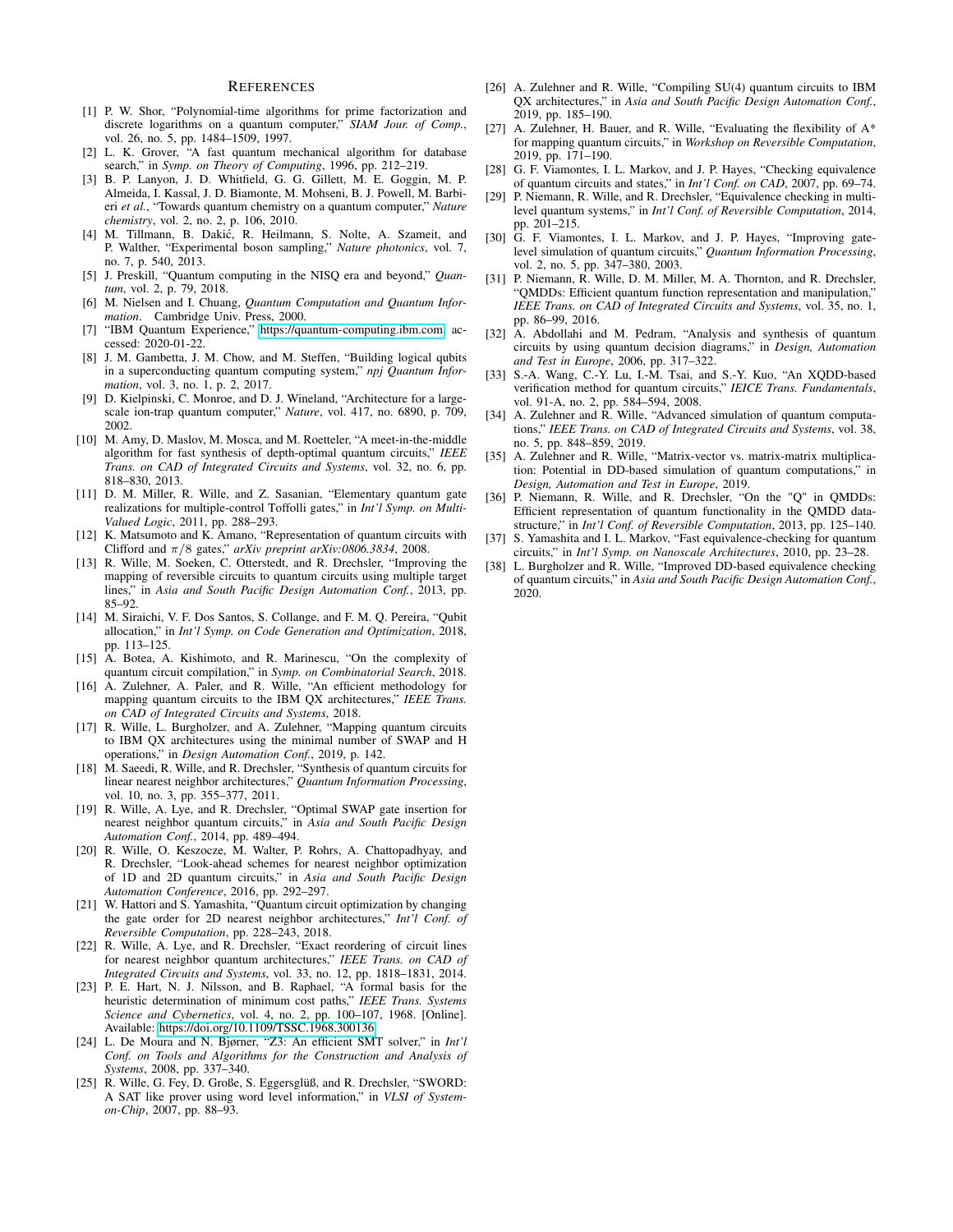# References

[1] P. W. Shor, "Polynomial-time algorithms for prime factorization and discrete logarithms on a quantum computer," *SIAM Jour. of Comp.*, vol. 26, no. 5, pp. 1484–1509, 1997.

[2] L. K. Grover, "A fast quantum mechanical algorithm for database search," in *Symp. on Theory of Computing*, 1996, pp. 212–219.

[3] B. P. Lanyon, J. D. Whitfield, G. G. Gillett, M. E. Goggin, M. P. Almeida, I. Kassal, J. D. Biamonte, M. Mohseni, B. J. Powell, M. Barbieri *et al.*, "Towards quantum chemistry on a quantum computer," *Nature chemistry*, vol. 2, no. 2, p. 106, 2010.

[4] M. Tillmann, B. Dakić, R. Heilmann, S. Nolte, A. Szameit, and P. Walther, "Experimental boson sampling," *Nature photonics*, vol. 7, no. 7, p. 540, 2013.

[5] J. Preskill, "Quantum computing in the NISQ era and beyond," *Quantum*, vol. 2, p. 79, 2018.

[6] M. Nielsen and I. Chuang, *Quantum Computation and Quantum Information*. Cambridge Univ. Press, 2000.

[7] "IBM Quantum Experience," https://quantum-computing.ibm.com, accessed: 2020-01-22.

[8] J. M. Gambetta, J. M. Chow, and M. Steffen, "Building logical qubits in a superconducting quantum computing system," *npj Quantum Information*, vol. 3, no. 1, p. 2, 2017.

[9] D. Kielpinski, C. Monroe, and D. J. Wineland, "Architecture for a large-scale ion-trap quantum computer," *Nature*, vol. 417, no. 6890, p. 709, 2002.

[10] M. Amy, D. Maslov, M. Mosca, and M. Roetteler, "A meet-in-the-middle algorithm for fast synthesis of depth-optimal quantum circuits," *IEEE Trans. on CAD of Integrated Circuits and Systems*, vol. 32, no. 6, pp. 818–830, 2013.

[11] D. M. Miller, R. Wille, and Z. Sasanian, "Elementary quantum gate realizations for multiple-control Toffoli gates," in *Int'l Symp. on Multi-Valued Logic*, 2011, pp. 288–293.

[12] K. Matsumoto and K. Amano, "Representation of quantum circuits with Clifford and $\pi/8$ gates," *arXiv preprint arXiv:0806.3834*, 2008.

[13] R. Wille, M. Soeken, C. Otterstedt, and R. Drechsler, "Improving the mapping of reversible circuits to quantum circuits using multiple target lines," in *Asia and South Pacific Design Automation Conf.*, 2013, pp. 85–92.

[14] M. Siraichi, V. F. Dos Santos, S. Collange, and F. M. Q. Pereira, "Qubit allocation," in *Int'l Symp. on Code Generation and Optimization*, 2018, pp. 113–125.

[15] A. Botea, A. Kishimoto, and R. Marinescu, "On the complexity of quantum circuit compilation," in *Symp. on Combinatorial Search*, 2018.

[16] A. Zulehner, A. Paler, and R. Wille, "An efficient methodology for mapping quantum circuits to the IBM QX architectures," *IEEE Trans. on CAD of Integrated Circuits and Systems*, 2018.

[17] R. Wille, L. Burgholzer, and A. Zulehner, "Mapping quantum circuits to IBM QX architectures using the minimal number of SWAP and H operations," in *Design Automation Conf.*, 2019, p. 142.

[18] M. Saeedi, R. Wille, and R. Drechsler, "Synthesis of quantum circuits for linear nearest neighbor architectures," *Quantum Information Processing*, vol. 10, no. 3, pp. 355–377, 2011.

[19] R. Wille, A. Lye, and R. Drechsler, "Optimal SWAP gate insertion for nearest neighbor quantum circuits," in *Asia and South Pacific Design Automation Conf.*, 2014, pp. 489–494.

[20] R. Wille, O. Keszocze, M. Walter, P. Rohrs, A. Chattopadhyay, and R. Drechsler, "Look-ahead schemes for nearest neighbor optimization of 1D and 2D quantum circuits," in *Asia and South Pacific Design Automation Conference*, 2016, pp. 292–297.

[21] W. Hattori and S. Yamashita, "Quantum circuit optimization by changing the gate order for 2D nearest neighbor architectures," *Int'l Conf. of Reversible Computation*, pp. 228–243, 2018.

[22] R. Wille, A. Lye, and R. Drechsler, "Exact reordering of circuit lines for nearest neighbor quantum architectures," *IEEE Trans. on CAD of Integrated Circuits and Systems*, vol. 33, no. 12, pp. 1818–1831, 2014.

[23] P. E. Hart, N. J. Nilsson, and B. Raphael, "A formal basis for the heuristic determination of minimum cost paths," *IEEE Trans. Systems Science and Cybernetics*, vol. 4, no. 2, pp. 100–107, 1968. [Online]. Available: https://doi.org/10.1109/TSSC.1968.300136

[24] L. De Moura and N. Bjørner, "Z3: An efficient SMT solver," in *Int'l Conf. on Tools and Algorithms for the Construction and Analysis of Systems*, 2008, pp. 337–340.

[25] R. Wille, G. Fey, D. Große, S. Eggersglüß, and R. Drechsler, "SWORD: A SAT like prover using word level information," in *VLSI of System-on-Chip*, 2007, pp. 88–93.

[26] A. Zulehner and R. Wille, "Compiling SU(4) quantum circuits to IBM QX architectures," in *Asia and South Pacific Design Automation Conf.*, 2019, pp. 185–190.

[27] A. Zulehner, H. Bauer, and R. Wille, "Evaluating the flexibility of A* for mapping quantum circuits," in *Workshop on Reversible Computation*, 2019, pp. 171–190.

[28] G. F. Viamontes, I. L. Markov, and J. P. Hayes, "Checking equivalence of quantum circuits and states," in *Int'l Conf. on CAD*, 2007, pp. 69–74.

[29] P. Niemann, R. Wille, and R. Drechsler, "Equivalence checking in multi-level quantum systems," in *Int'l Conf. of Reversible Computation*, 2014, pp. 201–215.

[30] G. F. Viamontes, I. L. Markov, and J. P. Hayes, "Improving gate-level simulation of quantum circuits," *Quantum Information Processing*, vol. 2, no. 5, pp. 347–380, 2003.

[31] P. Niemann, R. Wille, D. M. Miller, M. A. Thornton, and R. Drechsler, "QMDDs: Efficient quantum function representation and manipulation," *IEEE Trans. on CAD of Integrated Circuits and Systems*, vol. 35, no. 1, pp. 86–99, 2016.

[32] A. Abdollahi and M. Pedram, "Analysis and synthesis of quantum circuits by using quantum decision diagrams," in *Design, Automation and Test in Europe*, 2006, pp. 317–322.

[33] S.-A. Wang, C.-Y. Lu, I.-M. Tsai, and S.-Y. Kuo, "An XQDD-based verification method for quantum circuits," *IEICE Trans. Fundamentals*, vol. 91-A, no. 2, pp. 584–594, 2008.

[34] A. Zulehner and R. Wille, "Advanced simulation of quantum computations," *IEEE Trans. on CAD of Integrated Circuits and Systems*, vol. 38, no. 5, pp. 848–859, 2019.

[35] A. Zulehner and R. Wille, "Matrix-vector vs. matrix-matrix multiplication: Potential in DD-based simulation of quantum computations," in *Design, Automation and Test in Europe*, 2019.

[36] P. Niemann, R. Wille, and R. Drechsler, "On the "Q" in QMDDs: Efficient representation of quantum functionality in the QMDD data-structure," in *Int'l Conf. of Reversible Computation*, 2013, pp. 125–140.

[37] S. Yamashita and I. L. Markov, "Fast equivalence-checking for quantum circuits," in *Int'l Symp. on Nanoscale Architectures*, 2010, pp. 23–28.

[38] L. Burgholzer and R. Wille, "Improved DD-based equivalence checking of quantum circuits," in *Asia and South Pacific Design Automation Conf.*, 2020.